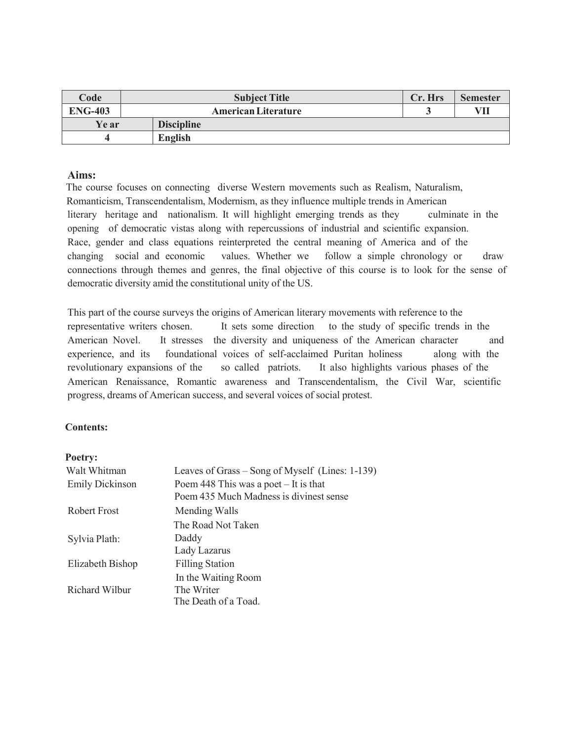| Code | Subject Title | Cr. Hrs | Semester |
|---|---|---|---|
| ENG-403 | American Literature | 3 | VII |
| Ye ar | Discipline | | |
| 4 | English | | |

**Aims:**

The course focuses on connecting diverse Western movements such as Realism, Naturalism, Romanticism, Transcendentalism, Modernism, as they influence multiple trends in American literary heritage and nationalism. It will highlight emerging trends as they culminate in the opening of democratic vistas along with repercussions of industrial and scientific expansion. Race, gender and class equations reinterpreted the central meaning of America and of the changing social and economic values. Whether we follow a simple chronology or draw connections through themes and genres, the final objective of this course is to look for the sense of democratic diversity amid the constitutional unity of the US.

This part of the course surveys the origins of American literary movements with reference to the representative writers chosen. It sets some direction to the study of specific trends in the American Novel. It stresses the diversity and uniqueness of the American character and experience, and its foundational voices of self-acclaimed Puritan holiness along with the revolutionary expansions of the so called patriots. It also highlights various phases of the American Renaissance, Romantic awareness and Transcendentalism, the Civil War, scientific progress, dreams of American success, and several voices of social protest.

**Contents:**

**Poetry:**

| | |
|---|---|
| Walt Whitman | Leaves of Grass – Song of Myself (Lines: 1-139) |
| Emily Dickinson | Poem 448 This was a poet – It is that<br>Poem 435 Much Madness is divinest sense |
| Robert Frost | Mending Walls<br>The Road Not Taken |
| Sylvia Plath: | Daddy<br>Lady Lazarus |
| Elizabeth Bishop | Filling Station<br>In the Waiting Room |
| Richard Wilbur | The Writer<br>The Death of a Toad. |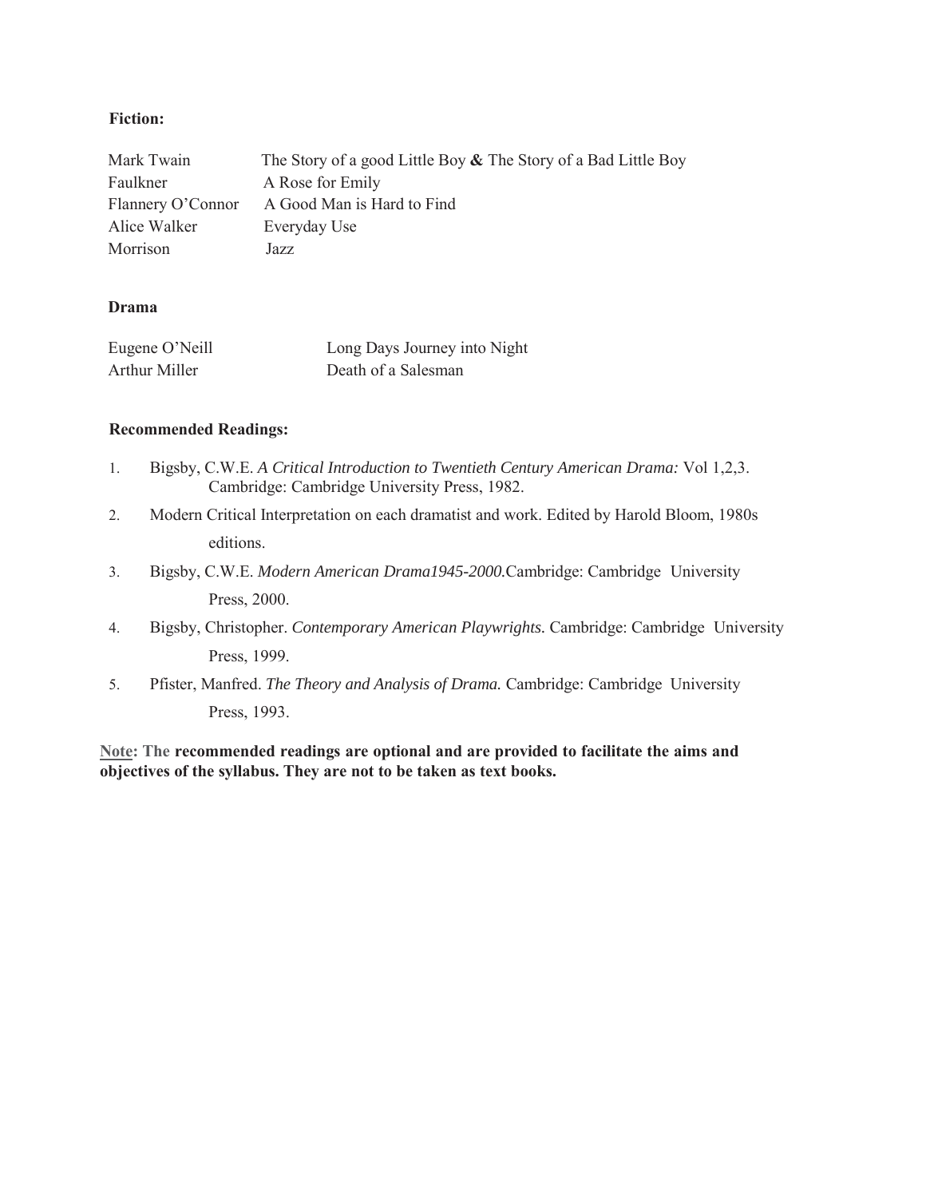**Fiction:**

| | |
|---|---|
| Mark Twain | The Story of a good Little Boy **&** The Story of a Bad Little Boy |
| Faulkner | A Rose for Emily |
| Flannery O'Connor | A Good Man is Hard to Find |
| Alice Walker | Everyday Use |
| Morrison | Jazz |

**Drama**

| | |
|---|---|
| Eugene O'Neill | Long Days Journey into Night |
| Arthur Miller | Death of a Salesman |

**Recommended Readings:**

1. Bigsby, C.W.E. *A Critical Introduction to Twentieth Century American Drama:* Vol 1,2,3. Cambridge: Cambridge University Press, 1982.
2. Modern Critical Interpretation on each dramatist and work. Edited by Harold Bloom, 1980s editions.
3. Bigsby, C.W.E. *Modern American Drama1945-2000.*Cambridge: Cambridge University Press, 2000.
4. Bigsby, Christopher. *Contemporary American Playwrights.* Cambridge: Cambridge University Press, 1999.
5. Pfister, Manfred. *The Theory and Analysis of Drama.* Cambridge: Cambridge University Press, 1993.

**Note: The recommended readings are optional and are provided to facilitate the aims and objectives of the syllabus. They are not to be taken as text books.**